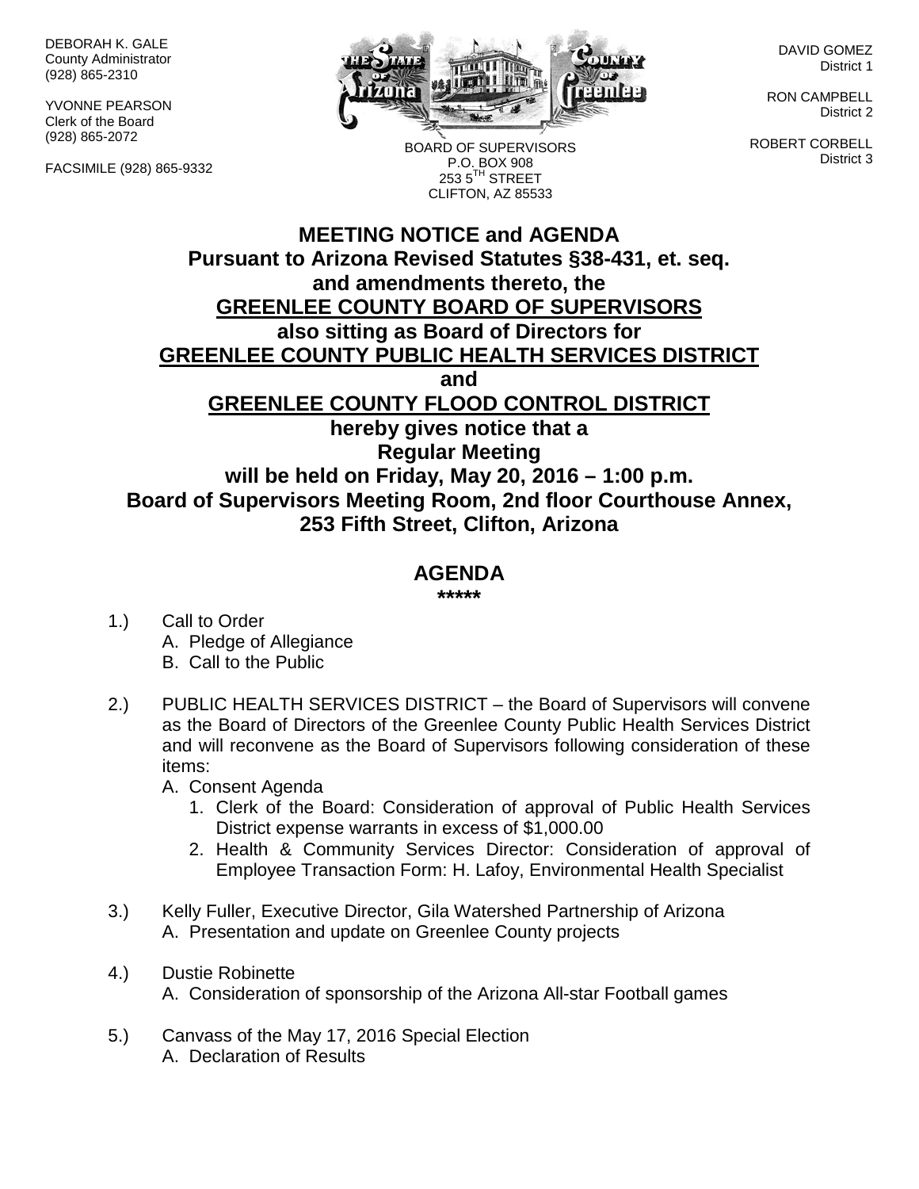DEBORAH K. GALE
County Administrator
(928) 865-2310

YVONNE PEARSON
Clerk of the Board
(928) 865-2072

FACSIMILE (928) 865-9332

BOARD OF SUPERVISORS
P.O. BOX 908
253 5TH STREET
CLIFTON, AZ 85533

DAVID GOMEZ
District 1

RON CAMPBELL
District 2

ROBERT CORBELL
District 3

# MEETING NOTICE and AGENDA

**Pursuant to Arizona Revised Statutes §38-431, et. seq. and amendments thereto, the**
**GREENLEE COUNTY BOARD OF SUPERVISORS**
**also sitting as Board of Directors for**
**GREENLEE COUNTY PUBLIC HEALTH SERVICES DISTRICT**
**and**
**GREENLEE COUNTY FLOOD CONTROL DISTRICT**
**hereby gives notice that a**
**Regular Meeting**
**will be held on Friday, May 20, 2016 – 1:00 p.m.**
**Board of Supervisors Meeting Room, 2nd floor Courthouse Annex, 253 Fifth Street, Clifton, Arizona**

## AGENDA

*****

1.) Call to Order
   A. Pledge of Allegiance
   B. Call to the Public

2.) PUBLIC HEALTH SERVICES DISTRICT – the Board of Supervisors will convene as the Board of Directors of the Greenlee County Public Health Services District and will reconvene as the Board of Supervisors following consideration of these items:
   A. Consent Agenda
      1. Clerk of the Board: Consideration of approval of Public Health Services District expense warrants in excess of $1,000.00
      2. Health & Community Services Director: Consideration of approval of Employee Transaction Form: H. Lafoy, Environmental Health Specialist

3.) Kelly Fuller, Executive Director, Gila Watershed Partnership of Arizona
   A. Presentation and update on Greenlee County projects

4.) Dustie Robinette
   A. Consideration of sponsorship of the Arizona All-star Football games

5.) Canvass of the May 17, 2016 Special Election
   A. Declaration of Results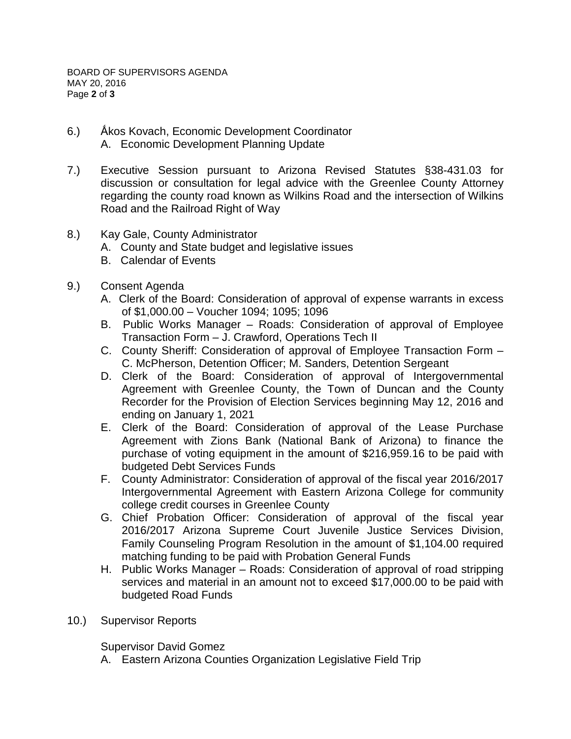6.) Ǻkos Kovach, Economic Development Coordinator
   A. Economic Development Planning Update

7.) Executive Session pursuant to Arizona Revised Statutes §38-431.03 for discussion or consultation for legal advice with the Greenlee County Attorney regarding the county road known as Wilkins Road and the intersection of Wilkins Road and the Railroad Right of Way

8.) Kay Gale, County Administrator
   A. County and State budget and legislative issues
   B. Calendar of Events

9.) Consent Agenda
   A. Clerk of the Board: Consideration of approval of expense warrants in excess of $1,000.00 – Voucher 1094; 1095; 1096
   B. Public Works Manager – Roads: Consideration of approval of Employee Transaction Form – J. Crawford, Operations Tech II
   C. County Sheriff: Consideration of approval of Employee Transaction Form – C. McPherson, Detention Officer; M. Sanders, Detention Sergeant
   D. Clerk of the Board: Consideration of approval of Intergovernmental Agreement with Greenlee County, the Town of Duncan and the County Recorder for the Provision of Election Services beginning May 12, 2016 and ending on January 1, 2021
   E. Clerk of the Board: Consideration of approval of the Lease Purchase Agreement with Zions Bank (National Bank of Arizona) to finance the purchase of voting equipment in the amount of $216,959.16 to be paid with budgeted Debt Services Funds
   F. County Administrator: Consideration of approval of the fiscal year 2016/2017 Intergovernmental Agreement with Eastern Arizona College for community college credit courses in Greenlee County
   G. Chief Probation Officer: Consideration of approval of the fiscal year 2016/2017 Arizona Supreme Court Juvenile Justice Services Division, Family Counseling Program Resolution in the amount of $1,104.00 required matching funding to be paid with Probation General Funds
   H. Public Works Manager – Roads: Consideration of approval of road stripping services and material in an amount not to exceed $17,000.00 to be paid with budgeted Road Funds

10.) Supervisor Reports

   Supervisor David Gomez
   A. Eastern Arizona Counties Organization Legislative Field Trip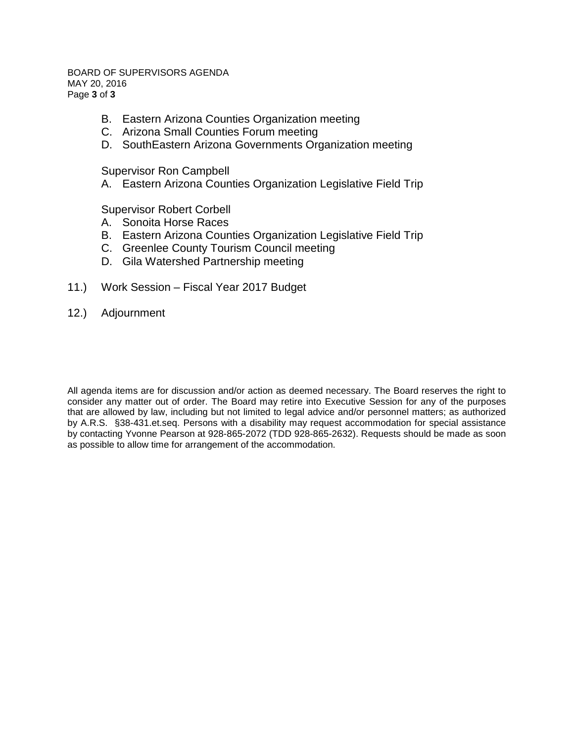B. Eastern Arizona Counties Organization meeting
C. Arizona Small Counties Forum meeting
D. SouthEastern Arizona Governments Organization meeting

Supervisor Ron Campbell

A. Eastern Arizona Counties Organization Legislative Field Trip

Supervisor Robert Corbell

A. Sonoita Horse Races
B. Eastern Arizona Counties Organization Legislative Field Trip
C. Greenlee County Tourism Council meeting
D. Gila Watershed Partnership meeting

11.) Work Session – Fiscal Year 2017 Budget

12.) Adjournment

All agenda items are for discussion and/or action as deemed necessary. The Board reserves the right to consider any matter out of order. The Board may retire into Executive Session for any of the purposes that are allowed by law, including but not limited to legal advice and/or personnel matters; as authorized by A.R.S. §38-431.et.seq. Persons with a disability may request accommodation for special assistance by contacting Yvonne Pearson at 928-865-2072 (TDD 928-865-2632). Requests should be made as soon as possible to allow time for arrangement of the accommodation.